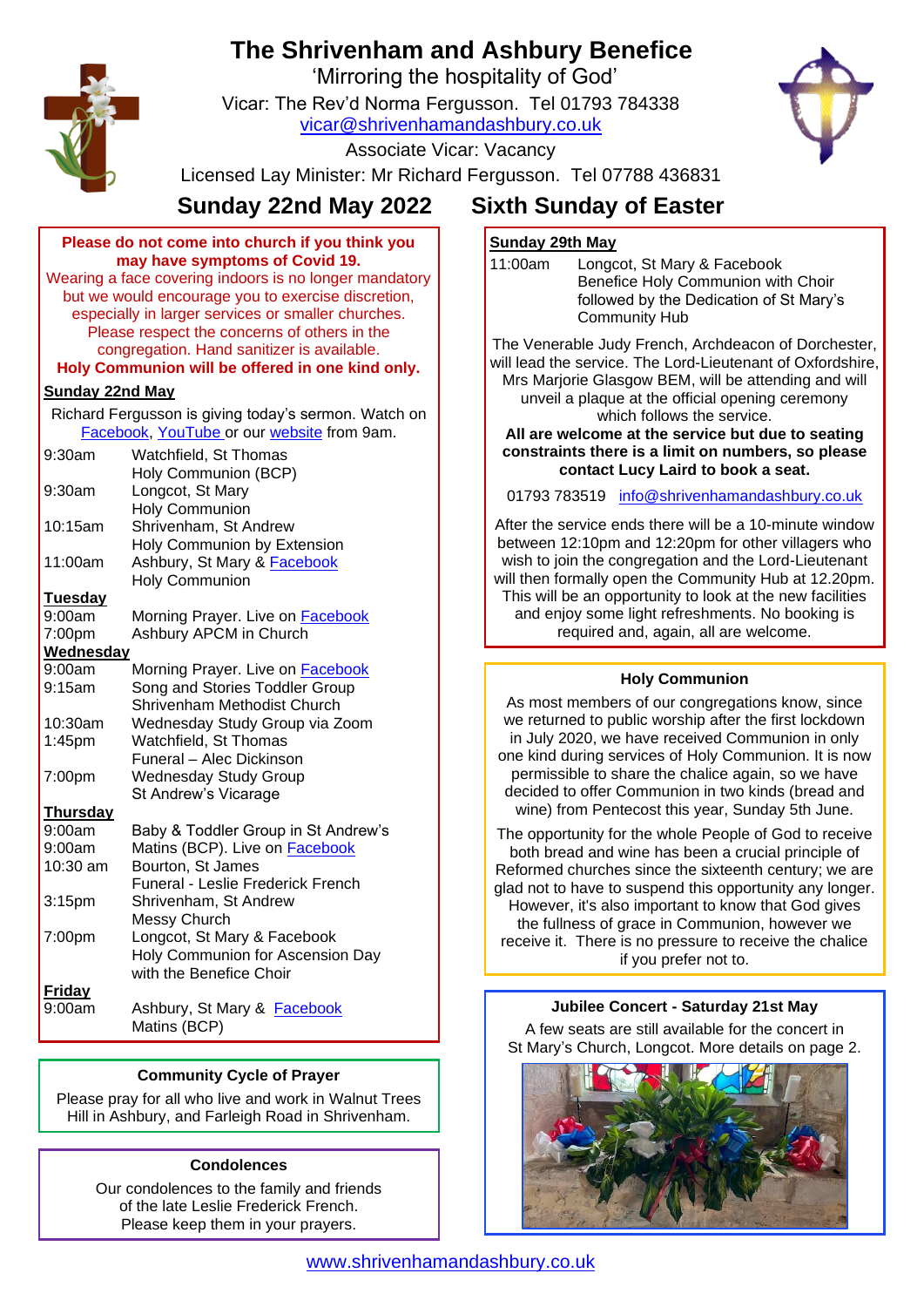# The Shrivenham and Ashbury Benefice

'Mirroring the hospitality of God'

Vicar: The Rev'd Norma Fergusson. Tel 01793 784338
vicar@shrivenhamandashbury.co.uk

Associate Vicar: Vacancy

Licensed Lay Minister: Mr Richard Fergusson. Tel 07788 436831

## Sunday 22nd May 2022 Sixth Sunday of Easter

**Please do not come into church if you think you may have symptoms of Covid 19.**

Wearing a face covering indoors is no longer mandatory but we would encourage you to exercise discretion, especially in larger services or smaller churches. Please respect the concerns of others in the congregation. Hand sanitizer is available.

**Holy Communion will be offered in one kind only.**

**Sunday 22nd May**

Richard Fergusson is giving today's sermon. Watch on Facebook, YouTube or our website from 9am.

| | |
|---|---|
| 9:30am | Watchfield, St Thomas<br>Holy Communion (BCP) |
| 9:30am | Longcot, St Mary<br>Holy Communion |
| 10:15am | Shrivenham, St Andrew<br>Holy Communion by Extension |
| 11:00am | Ashbury, St Mary & Facebook<br>Holy Communion |

**Tuesday**

| | |
|---|---|
| 9:00am | Morning Prayer. Live on Facebook |
| 7:00pm | Ashbury APCM in Church |

**Wednesday**

| | |
|---|---|
| 9:00am | Morning Prayer. Live on Facebook |
| 9:15am | Song and Stories Toddler Group<br>Shrivenham Methodist Church |
| 10:30am | Wednesday Study Group via Zoom |
| 1:45pm | Watchfield, St Thomas<br>Funeral – Alec Dickinson |
| 7:00pm | Wednesday Study Group<br>St Andrew's Vicarage |

**Thursday**

| | |
|---|---|
| 9:00am | Baby & Toddler Group in St Andrew's |
| 9:00am | Matins (BCP). Live on Facebook |
| 10:30 am | Bourton, St James<br>Funeral - Leslie Frederick French |
| 3:15pm | Shrivenham, St Andrew<br>Messy Church |
| 7:00pm | Longcot, St Mary & Facebook<br>Holy Communion for Ascension Day with the Benefice Choir |

**Friday**

| | |
|---|---|
| 9:00am | Ashbury, St Mary & Facebook<br>Matins (BCP) |

### Community Cycle of Prayer

Please pray for all who live and work in Walnut Trees Hill in Ashbury, and Farleigh Road in Shrivenham.

### Condolences

Our condolences to the family and friends of the late Leslie Frederick French. Please keep them in your prayers.

**Sunday 29th May**

| | |
|---|---|
| 11:00am | Longcot, St Mary & Facebook<br>Benefice Holy Communion with Choir followed by the Dedication of St Mary's Community Hub |

The Venerable Judy French, Archdeacon of Dorchester, will lead the service. The Lord-Lieutenant of Oxfordshire, Mrs Marjorie Glasgow BEM, will be attending and will unveil a plaque at the official opening ceremony which follows the service.

**All are welcome at the service but due to seating constraints there is a limit on numbers, so please contact Lucy Laird to book a seat.**

01793 783519 info@shrivenhamandashbury.co.uk

After the service ends there will be a 10-minute window between 12:10pm and 12:20pm for other villagers who wish to join the congregation and the Lord-Lieutenant will then formally open the Community Hub at 12.20pm. This will be an opportunity to look at the new facilities and enjoy some light refreshments. No booking is required and, again, all are welcome.

### Holy Communion

As most members of our congregations know, since we returned to public worship after the first lockdown in July 2020, we have received Communion in only one kind during services of Holy Communion. It is now permissible to share the chalice again, so we have decided to offer Communion in two kinds (bread and wine) from Pentecost this year, Sunday 5th June.

The opportunity for the whole People of God to receive both bread and wine has been a crucial principle of Reformed churches since the sixteenth century; we are glad not to have to suspend this opportunity any longer. However, it's also important to know that God gives the fullness of grace in Communion, however we receive it. There is no pressure to receive the chalice if you prefer not to.

### Jubilee Concert - Saturday 21st May

A few seats are still available for the concert in St Mary's Church, Longcot. More details on page 2.

www.shrivenhamandashbury.co.uk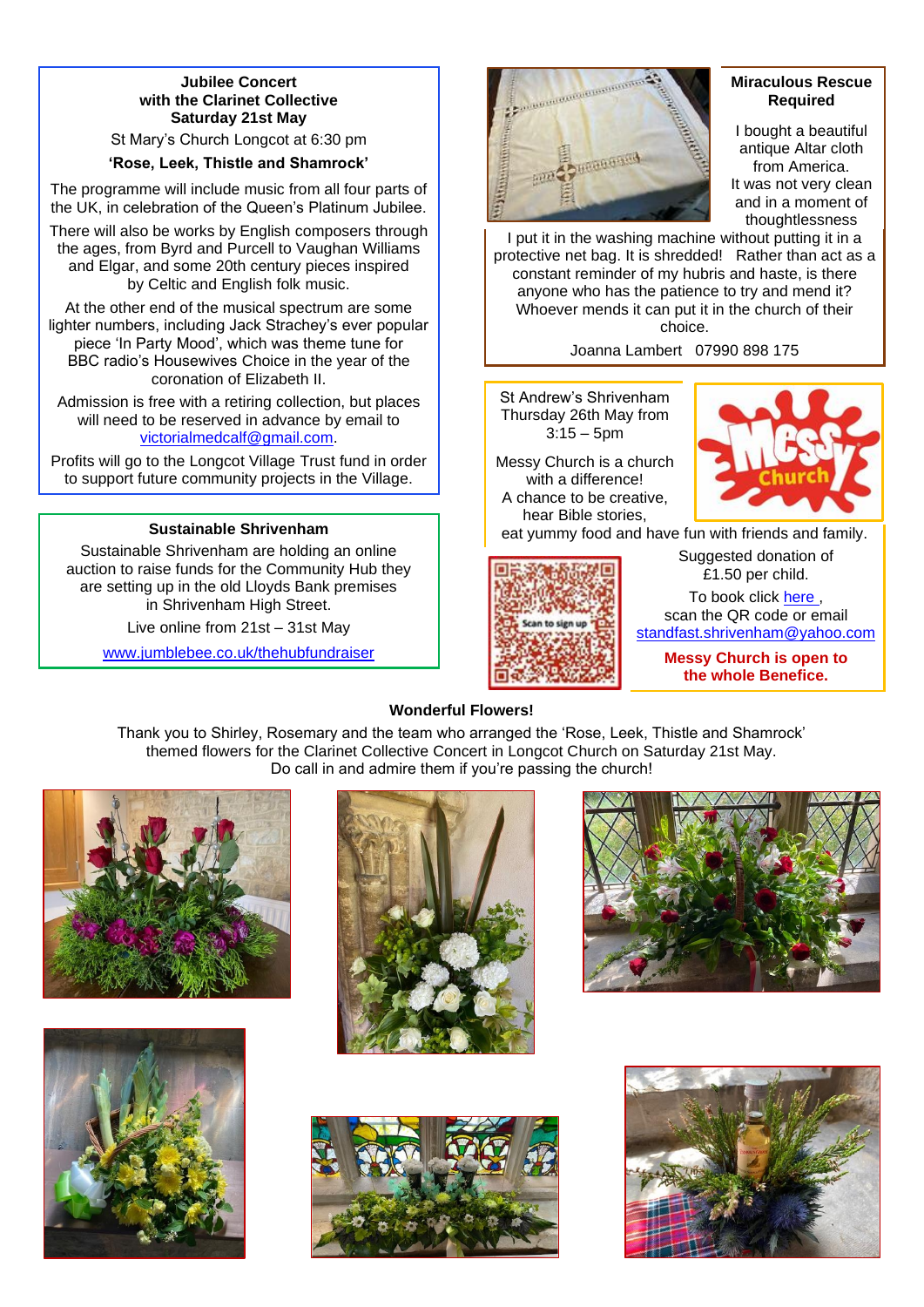**Jubilee Concert**
**with the Clarinet Collective**
**Saturday 21st May**

St Mary's Church Longcot at 6:30 pm

**'Rose, Leek, Thistle and Shamrock'**

The programme will include music from all four parts of the UK, in celebration of the Queen's Platinum Jubilee.

There will also be works by English composers through the ages, from Byrd and Purcell to Vaughan Williams and Elgar, and some 20th century pieces inspired by Celtic and English folk music.

At the other end of the musical spectrum are some lighter numbers, including Jack Strachey's ever popular piece 'In Party Mood', which was theme tune for BBC radio's Housewives Choice in the year of the coronation of Elizabeth II.

Admission is free with a retiring collection, but places will need to be reserved in advance by email to victorialmedcalf@gmail.com.

Profits will go to the Longcot Village Trust fund in order to support future community projects in the Village.

**Sustainable Shrivenham**

Sustainable Shrivenham are holding an online auction to raise funds for the Community Hub they are setting up in the old Lloyds Bank premises in Shrivenham High Street.

Live online from 21st – 31st May

www.jumblebee.co.uk/thehubfundraiser

**Miraculous Rescue Required**

I bought a beautiful antique Altar cloth from America. It was not very clean and in a moment of thoughtlessness I put it in the washing machine without putting it in a protective net bag. It is shredded! Rather than act as a constant reminder of my hubris and haste, is there anyone who has the patience to try and mend it? Whoever mends it can put it in the church of their choice.

Joanna Lambert 07990 898 175

St Andrew's Shrivenham Thursday 26th May from 3:15 – 5pm

Messy Church is a church with a difference! A chance to be creative, hear Bible stories, eat yummy food and have fun with friends and family.

Suggested donation of £1.50 per child.

To book click here, scan the QR code or email standfast.shrivenham@yahoo.com

**Messy Church is open to the whole Benefice.**

**Wonderful Flowers!**

Thank you to Shirley, Rosemary and the team who arranged the 'Rose, Leek, Thistle and Shamrock' themed flowers for the Clarinet Collective Concert in Longcot Church on Saturday 21st May. Do call in and admire them if you're passing the church!